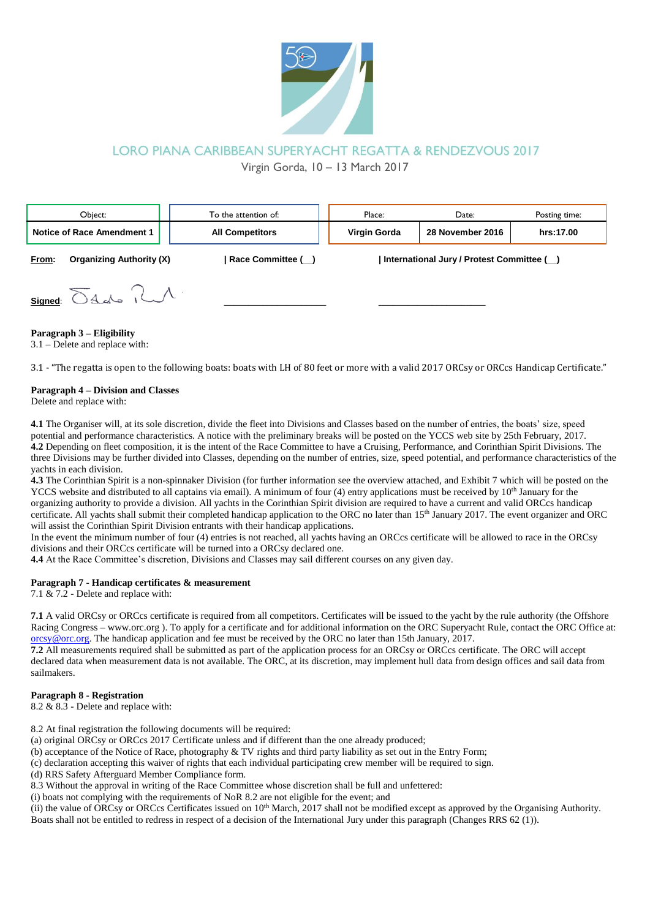# LORO PIANA CARIBBEAN SUPERYACHT REGATTA & RENDEZVOUS 2017

Virgin Gorda, 10 – 13 March 2017

| Object: | To the attention of: | Place: | Date: | Posting time: |
|---|---|---|---|---|
| **Notice of Race Amendment 1** | **All Competitors** | **Virgin Gorda** | **28 November 2016** | **hrs:17.00** |

**From:** **Organizing Authority (X)** **| Race Committee (__)** **| International Jury / Protest Committee (__)**

**Signed**: ____________________ ____________________

**Paragraph 3 – Eligibility**
3.1 – Delete and replace with:

3.1 - "The regatta is open to the following boats: boats with LH of 80 feet or more with a valid 2017 ORCsy or ORCcs Handicap Certificate."

**Paragraph 4 – Division and Classes**
Delete and replace with:

**4.1** The Organiser will, at its sole discretion, divide the fleet into Divisions and Classes based on the number of entries, the boats' size, speed potential and performance characteristics. A notice with the preliminary breaks will be posted on the YCCS web site by 25th February, 2017.
**4.2** Depending on fleet composition, it is the intent of the Race Committee to have a Cruising, Performance, and Corinthian Spirit Divisions. The three Divisions may be further divided into Classes, depending on the number of entries, size, speed potential, and performance characteristics of the yachts in each division.
**4.3** The Corinthian Spirit is a non-spinnaker Division (for further information see the overview attached, and Exhibit 7 which will be posted on the YCCS website and distributed to all captains via email). A minimum of four (4) entry applications must be received by 10th January for the organizing authority to provide a division. All yachts in the Corinthian Spirit division are required to have a current and valid ORCcs handicap certificate. All yachts shall submit their completed handicap application to the ORC no later than 15th January 2017. The event organizer and ORC will assist the Corinthian Spirit Division entrants with their handicap applications.
In the event the minimum number of four (4) entries is not reached, all yachts having an ORCcs certificate will be allowed to race in the ORCsy divisions and their ORCcs certificate will be turned into a ORCsy declared one.
**4.4** At the Race Committee's discretion, Divisions and Classes may sail different courses on any given day.

**Paragraph 7 - Handicap certificates & measurement**
7.1 & 7.2 - Delete and replace with:

**7.1** A valid ORCsy or ORCcs certificate is required from all competitors. Certificates will be issued to the yacht by the rule authority (the Offshore Racing Congress – www.orc.org ). To apply for a certificate and for additional information on the ORC Superyacht Rule, contact the ORC Office at: orcsy@orc.org. The handicap application and fee must be received by the ORC no later than 15th January, 2017.
**7.2** All measurements required shall be submitted as part of the application process for an ORCsy or ORCcs certificate. The ORC will accept declared data when measurement data is not available. The ORC, at its discretion, may implement hull data from design offices and sail data from sailmakers.

**Paragraph 8 - Registration**
8.2 & 8.3 - Delete and replace with:

8.2 At final registration the following documents will be required:
(a) original ORCsy or ORCcs 2017 Certificate unless and if different than the one already produced;
(b) acceptance of the Notice of Race, photography & TV rights and third party liability as set out in the Entry Form;
(c) declaration accepting this waiver of rights that each individual participating crew member will be required to sign.
(d) RRS Safety Afterguard Member Compliance form.
8.3 Without the approval in writing of the Race Committee whose discretion shall be full and unfettered:
(i) boats not complying with the requirements of NoR 8.2 are not eligible for the event; and
(ii) the value of ORCsy or ORCcs Certificates issued on 10th March, 2017 shall not be modified except as approved by the Organising Authority. Boats shall not be entitled to redress in respect of a decision of the International Jury under this paragraph (Changes RRS 62 (1)).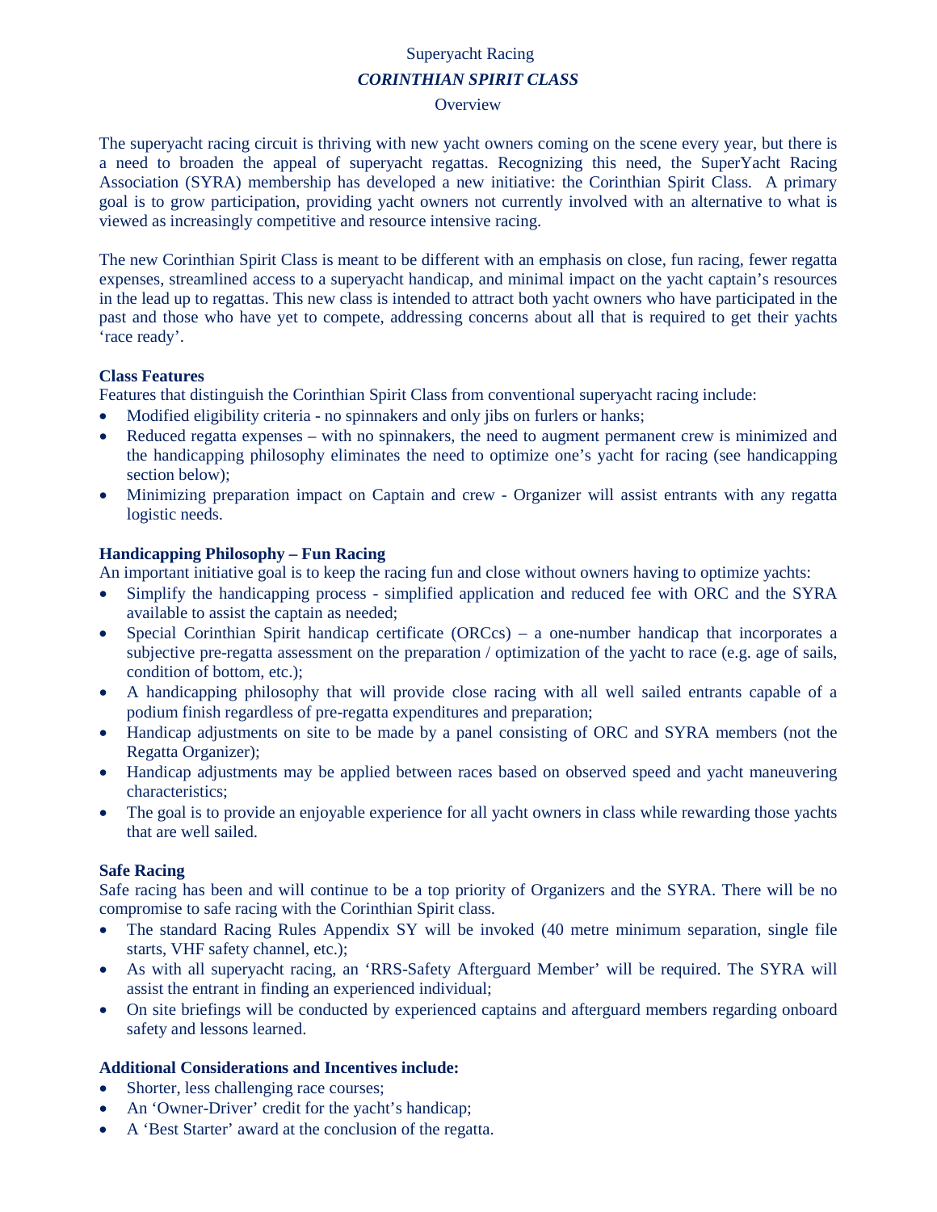Superyacht Racing

***CORINTHIAN SPIRIT CLASS***

Overview

The superyacht racing circuit is thriving with new yacht owners coming on the scene every year, but there is a need to broaden the appeal of superyacht regattas. Recognizing this need, the SuperYacht Racing Association (SYRA) membership has developed a new initiative: the Corinthian Spirit Class. A primary goal is to grow participation, providing yacht owners not currently involved with an alternative to what is viewed as increasingly competitive and resource intensive racing.

The new Corinthian Spirit Class is meant to be different with an emphasis on close, fun racing, fewer regatta expenses, streamlined access to a superyacht handicap, and minimal impact on the yacht captain's resources in the lead up to regattas. This new class is intended to attract both yacht owners who have participated in the past and those who have yet to compete, addressing concerns about all that is required to get their yachts 'race ready'.

**Class Features**

Features that distinguish the Corinthian Spirit Class from conventional superyacht racing include:

- Modified eligibility criteria - no spinnakers and only jibs on furlers or hanks;
- Reduced regatta expenses – with no spinnakers, the need to augment permanent crew is minimized and the handicapping philosophy eliminates the need to optimize one's yacht for racing (see handicapping section below);
- Minimizing preparation impact on Captain and crew - Organizer will assist entrants with any regatta logistic needs.

**Handicapping Philosophy – Fun Racing**

An important initiative goal is to keep the racing fun and close without owners having to optimize yachts:

- Simplify the handicapping process - simplified application and reduced fee with ORC and the SYRA available to assist the captain as needed;
- Special Corinthian Spirit handicap certificate (ORCcs) – a one-number handicap that incorporates a subjective pre-regatta assessment on the preparation / optimization of the yacht to race (e.g. age of sails, condition of bottom, etc.);
- A handicapping philosophy that will provide close racing with all well sailed entrants capable of a podium finish regardless of pre-regatta expenditures and preparation;
- Handicap adjustments on site to be made by a panel consisting of ORC and SYRA members (not the Regatta Organizer);
- Handicap adjustments may be applied between races based on observed speed and yacht maneuvering characteristics;
- The goal is to provide an enjoyable experience for all yacht owners in class while rewarding those yachts that are well sailed.

**Safe Racing**

Safe racing has been and will continue to be a top priority of Organizers and the SYRA. There will be no compromise to safe racing with the Corinthian Spirit class.

- The standard Racing Rules Appendix SY will be invoked (40 metre minimum separation, single file starts, VHF safety channel, etc.);
- As with all superyacht racing, an 'RRS-Safety Afterguard Member' will be required. The SYRA will assist the entrant in finding an experienced individual;
- On site briefings will be conducted by experienced captains and afterguard members regarding onboard safety and lessons learned.

**Additional Considerations and Incentives include:**

- Shorter, less challenging race courses;
- An 'Owner-Driver' credit for the yacht's handicap;
- A 'Best Starter' award at the conclusion of the regatta.